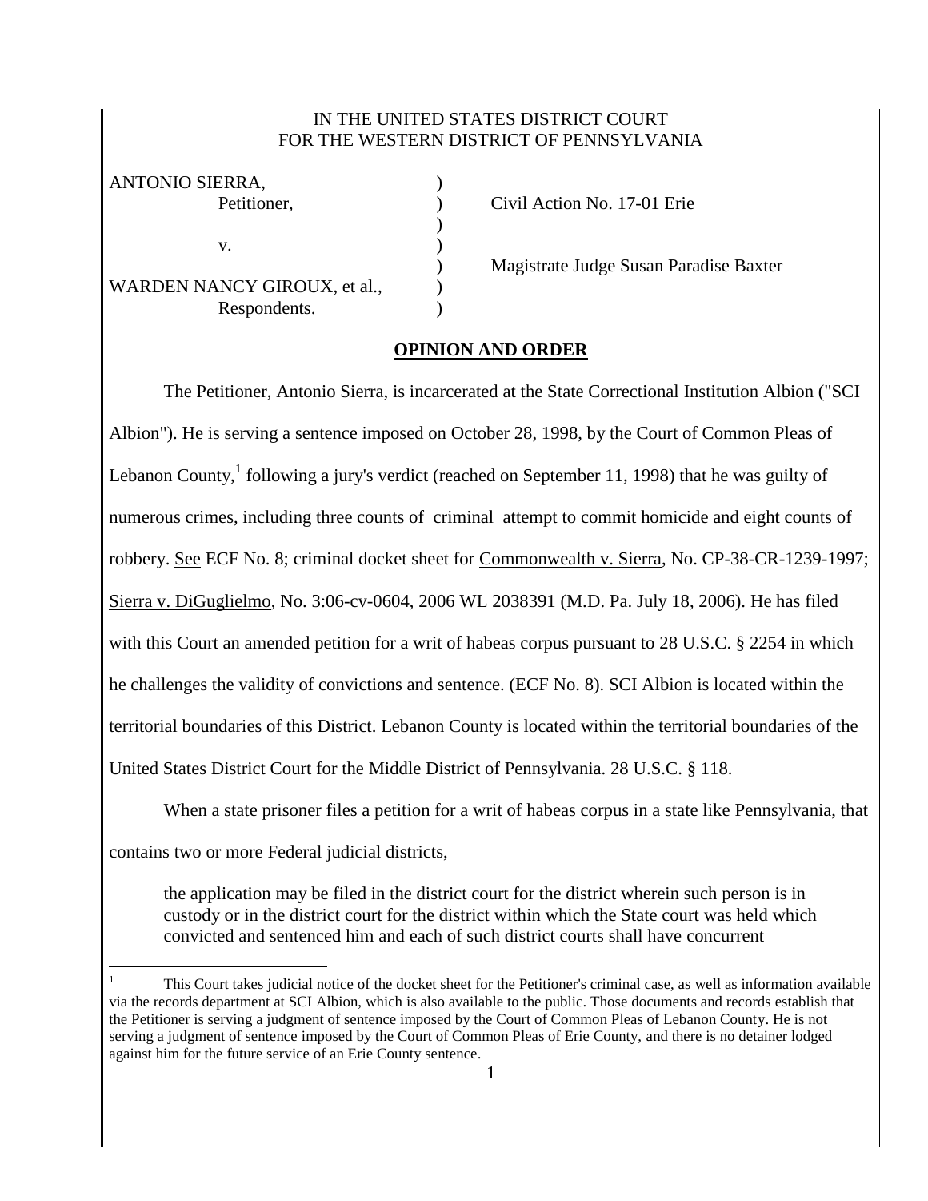IN THE UNITED STATES DISTRICT COURT
FOR THE WESTERN DISTRICT OF PENNSYLVANIA

ANTONIO SIERRA, Petitioner,

v.

WARDEN NANCY GIROUX, et al., Respondents.

Civil Action No. 17-01 Erie

Magistrate Judge Susan Paradise Baxter

## OPINION AND ORDER

The Petitioner, Antonio Sierra, is incarcerated at the State Correctional Institution Albion ("SCI Albion"). He is serving a sentence imposed on October 28, 1998, by the Court of Common Pleas of Lebanon County,[1] following a jury's verdict (reached on September 11, 1998) that he was guilty of numerous crimes, including three counts of criminal attempt to commit homicide and eight counts of robbery. See ECF No. 8; criminal docket sheet for Commonwealth v. Sierra, No. CP-38-CR-1239-1997; Sierra v. DiGuglielmo, No. 3:06-cv-0604, 2006 WL 2038391 (M.D. Pa. July 18, 2006). He has filed with this Court an amended petition for a writ of habeas corpus pursuant to 28 U.S.C. § 2254 in which he challenges the validity of convictions and sentence. (ECF No. 8). SCI Albion is located within the territorial boundaries of this District. Lebanon County is located within the territorial boundaries of the United States District Court for the Middle District of Pennsylvania. 28 U.S.C. § 118.

When a state prisoner files a petition for a writ of habeas corpus in a state like Pennsylvania, that contains two or more Federal judicial districts,

> the application may be filed in the district court for the district wherein such person is in custody or in the district court for the district within which the State court was held which convicted and sentenced him and each of such district courts shall have concurrent

[1] This Court takes judicial notice of the docket sheet for the Petitioner's criminal case, as well as information available via the records department at SCI Albion, which is also available to the public. Those documents and records establish that the Petitioner is serving a judgment of sentence imposed by the Court of Common Pleas of Lebanon County. He is not serving a judgment of sentence imposed by the Court of Common Pleas of Erie County, and there is no detainer lodged against him for the future service of an Erie County sentence.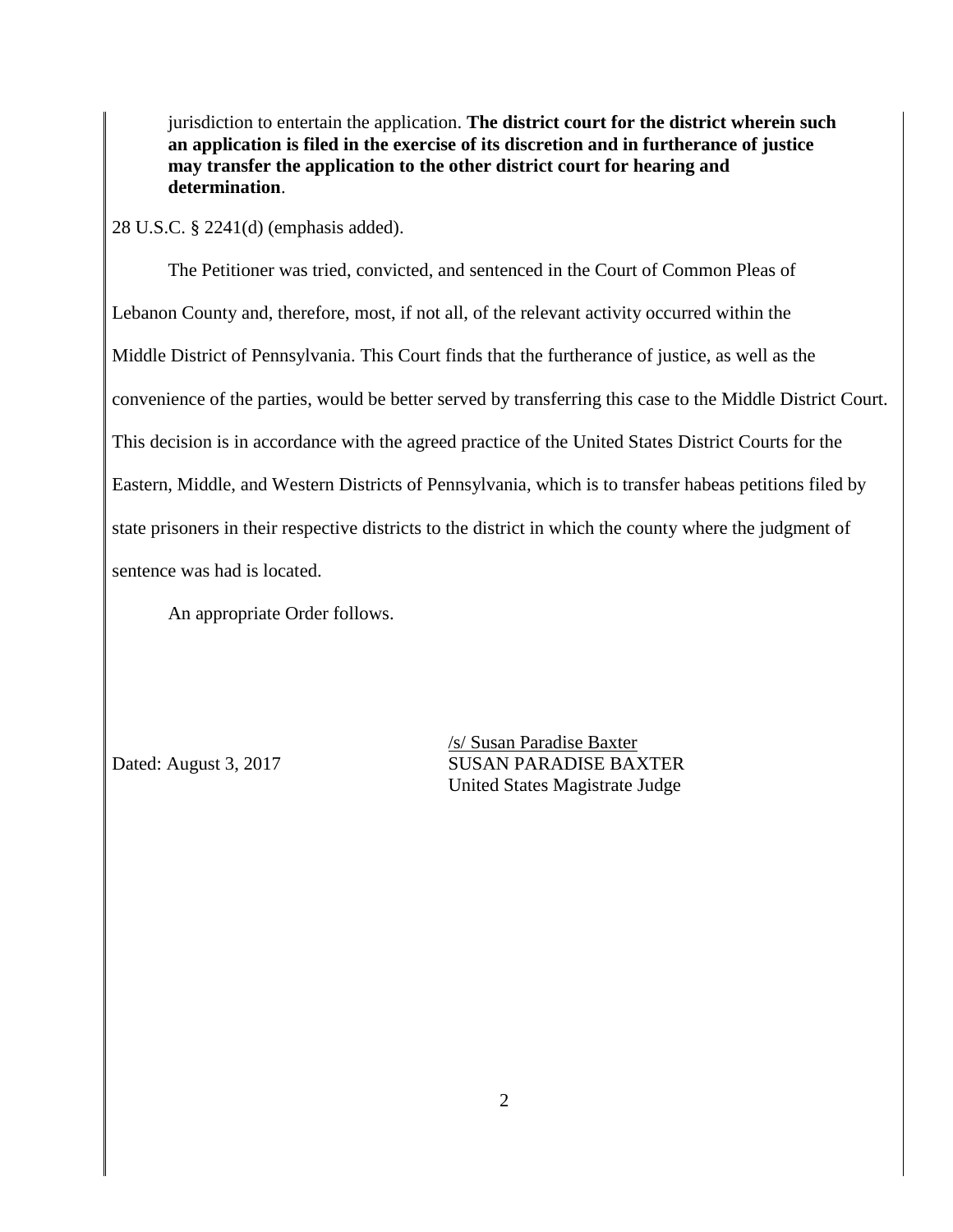> jurisdiction to entertain the application. **The district court for the district wherein such an application is filed in the exercise of its discretion and in furtherance of justice may transfer the application to the other district court for hearing and determination**.

28 U.S.C. § 2241(d) (emphasis added).

The Petitioner was tried, convicted, and sentenced in the Court of Common Pleas of Lebanon County and, therefore, most, if not all, of the relevant activity occurred within the Middle District of Pennsylvania. This Court finds that the furtherance of justice, as well as the convenience of the parties, would be better served by transferring this case to the Middle District Court. This decision is in accordance with the agreed practice of the United States District Courts for the Eastern, Middle, and Western Districts of Pennsylvania, which is to transfer habeas petitions filed by state prisoners in their respective districts to the district in which the county where the judgment of sentence was had is located.

An appropriate Order follows.

/s/ Susan Paradise Baxter
SUSAN PARADISE BAXTER
United States Magistrate Judge

Dated: August 3, 2017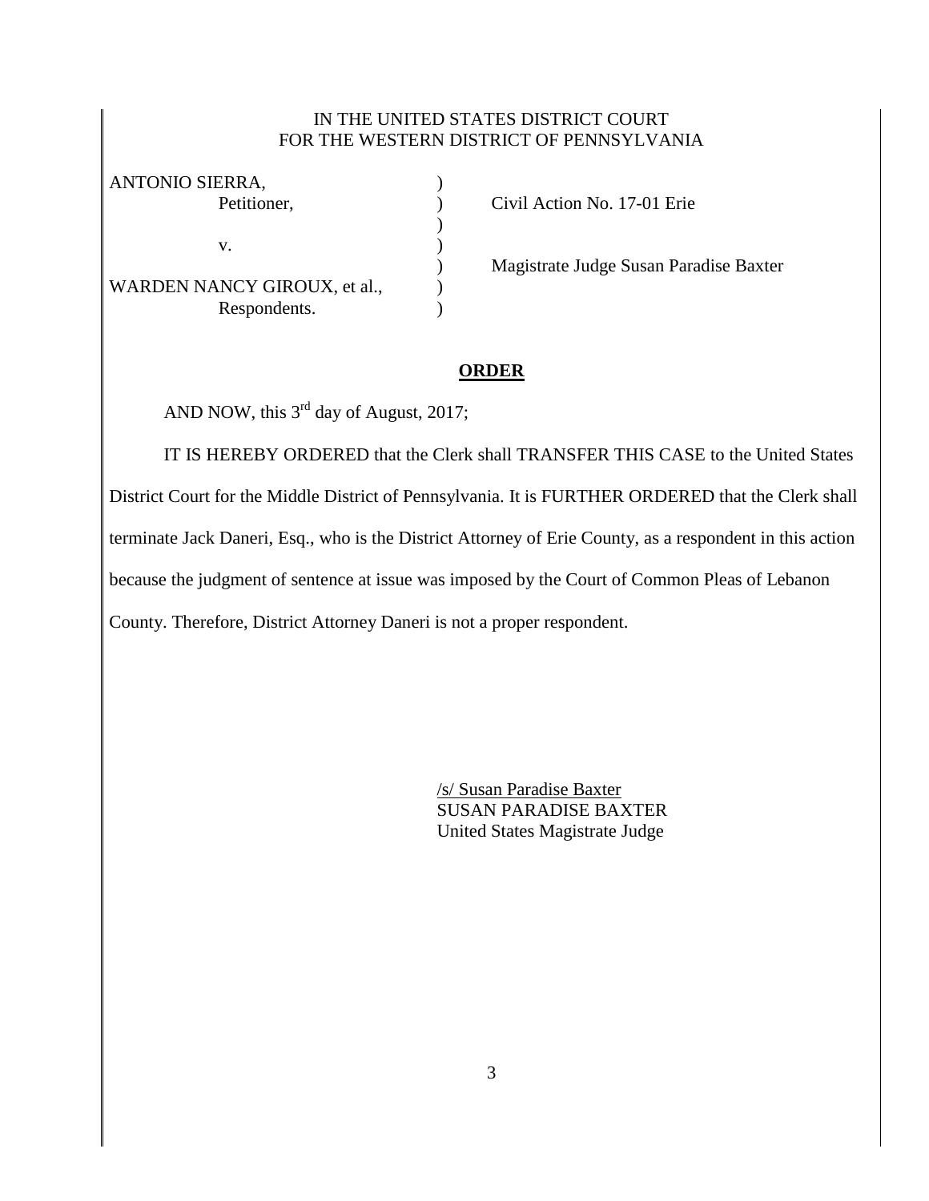IN THE UNITED STATES DISTRICT COURT
FOR THE WESTERN DISTRICT OF PENNSYLVANIA

| | | |
|---|---|---|
| ANTONIO SIERRA, | ) | |
| Petitioner, | ) | Civil Action No. 17-01 Erie |
| | ) | |
| v. | ) | |
| | ) | Magistrate Judge Susan Paradise Baxter |
| WARDEN NANCY GIROUX, et al., | ) | |
| Respondents. | ) | |

**ORDER**

AND NOW, this 3rd day of August, 2017;

IT IS HEREBY ORDERED that the Clerk shall TRANSFER THIS CASE to the United States District Court for the Middle District of Pennsylvania. It is FURTHER ORDERED that the Clerk shall terminate Jack Daneri, Esq., who is the District Attorney of Erie County, as a respondent in this action because the judgment of sentence at issue was imposed by the Court of Common Pleas of Lebanon County. Therefore, District Attorney Daneri is not a proper respondent.

/s/ Susan Paradise Baxter
SUSAN PARADISE BAXTER
United States Magistrate Judge